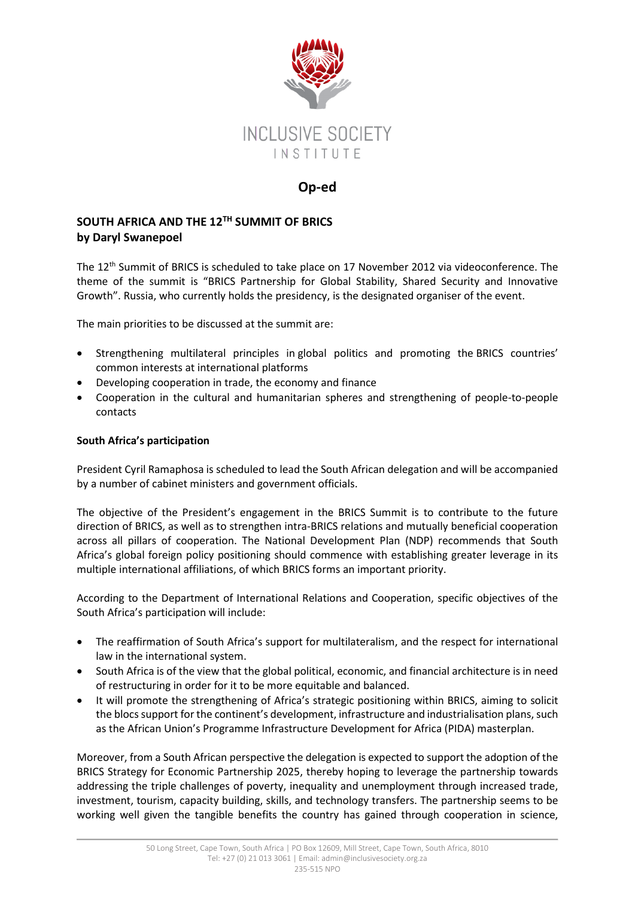INCLUSIVE SOCIETY INSTITUTE

# Op-ed

**SOUTH AFRICA AND THE 12TH SUMMIT OF BRICS**
**by Daryl Swanepoel**

The 12th Summit of BRICS is scheduled to take place on 17 November 2012 via videoconference. The theme of the summit is "BRICS Partnership for Global Stability, Shared Security and Innovative Growth". Russia, who currently holds the presidency, is the designated organiser of the event.

The main priorities to be discussed at the summit are:

- Strengthening multilateral principles in global politics and promoting the BRICS countries' common interests at international platforms
- Developing cooperation in trade, the economy and finance
- Cooperation in the cultural and humanitarian spheres and strengthening of people-to-people contacts

**South Africa's participation**

President Cyril Ramaphosa is scheduled to lead the South African delegation and will be accompanied by a number of cabinet ministers and government officials.

The objective of the President's engagement in the BRICS Summit is to contribute to the future direction of BRICS, as well as to strengthen intra-BRICS relations and mutually beneficial cooperation across all pillars of cooperation. The National Development Plan (NDP) recommends that South Africa's global foreign policy positioning should commence with establishing greater leverage in its multiple international affiliations, of which BRICS forms an important priority.

According to the Department of International Relations and Cooperation, specific objectives of the South Africa's participation will include:

- The reaffirmation of South Africa's support for multilateralism, and the respect for international law in the international system.
- South Africa is of the view that the global political, economic, and financial architecture is in need of restructuring in order for it to be more equitable and balanced.
- It will promote the strengthening of Africa's strategic positioning within BRICS, aiming to solicit the blocs support for the continent's development, infrastructure and industrialisation plans, such as the African Union's Programme Infrastructure Development for Africa (PIDA) masterplan.

Moreover, from a South African perspective the delegation is expected to support the adoption of the BRICS Strategy for Economic Partnership 2025, thereby hoping to leverage the partnership towards addressing the triple challenges of poverty, inequality and unemployment through increased trade, investment, tourism, capacity building, skills, and technology transfers. The partnership seems to be working well given the tangible benefits the country has gained through cooperation in science,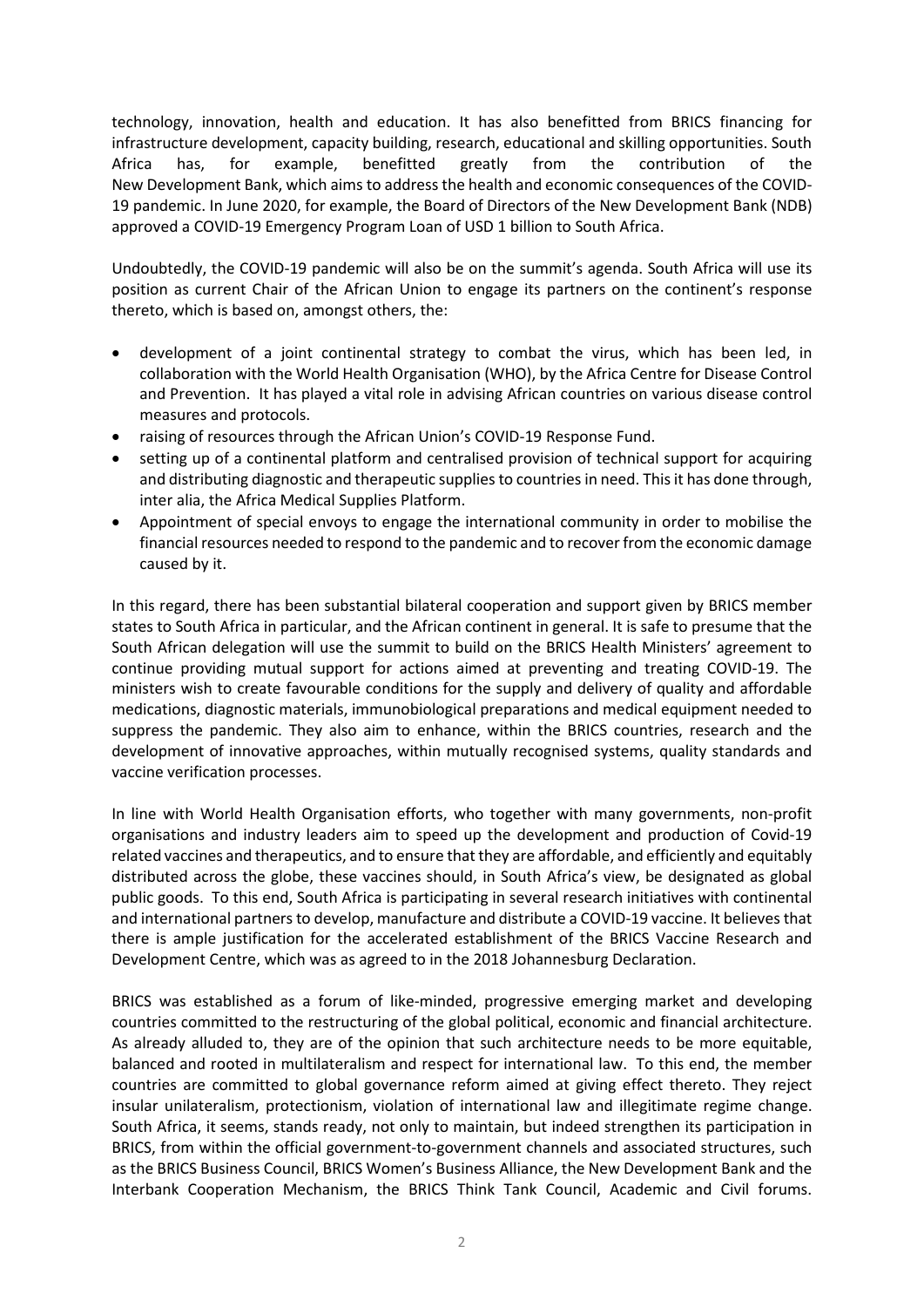technology, innovation, health and education. It has also benefitted from BRICS financing for infrastructure development, capacity building, research, educational and skilling opportunities. South Africa has, for example, benefitted greatly from the contribution of the New Development Bank, which aims to address the health and economic consequences of the COVID-19 pandemic. In June 2020, for example, the Board of Directors of the New Development Bank (NDB) approved a COVID-19 Emergency Program Loan of USD 1 billion to South Africa.

Undoubtedly, the COVID-19 pandemic will also be on the summit's agenda. South Africa will use its position as current Chair of the African Union to engage its partners on the continent's response thereto, which is based on, amongst others, the:

- development of a joint continental strategy to combat the virus, which has been led, in collaboration with the World Health Organisation (WHO), by the Africa Centre for Disease Control and Prevention. It has played a vital role in advising African countries on various disease control measures and protocols.
- raising of resources through the African Union's COVID-19 Response Fund.
- setting up of a continental platform and centralised provision of technical support for acquiring and distributing diagnostic and therapeutic supplies to countries in need. This it has done through, inter alia, the Africa Medical Supplies Platform.
- Appointment of special envoys to engage the international community in order to mobilise the financial resources needed to respond to the pandemic and to recover from the economic damage caused by it.

In this regard, there has been substantial bilateral cooperation and support given by BRICS member states to South Africa in particular, and the African continent in general. It is safe to presume that the South African delegation will use the summit to build on the BRICS Health Ministers' agreement to continue providing mutual support for actions aimed at preventing and treating COVID-19. The ministers wish to create favourable conditions for the supply and delivery of quality and affordable medications, diagnostic materials, immunobiological preparations and medical equipment needed to suppress the pandemic. They also aim to enhance, within the BRICS countries, research and the development of innovative approaches, within mutually recognised systems, quality standards and vaccine verification processes.

In line with World Health Organisation efforts, who together with many governments, non-profit organisations and industry leaders aim to speed up the development and production of Covid-19 related vaccines and therapeutics, and to ensure that they are affordable, and efficiently and equitably distributed across the globe, these vaccines should, in South Africa's view, be designated as global public goods. To this end, South Africa is participating in several research initiatives with continental and international partners to develop, manufacture and distribute a COVID-19 vaccine. It believes that there is ample justification for the accelerated establishment of the BRICS Vaccine Research and Development Centre, which was as agreed to in the 2018 Johannesburg Declaration.

BRICS was established as a forum of like-minded, progressive emerging market and developing countries committed to the restructuring of the global political, economic and financial architecture. As already alluded to, they are of the opinion that such architecture needs to be more equitable, balanced and rooted in multilateralism and respect for international law. To this end, the member countries are committed to global governance reform aimed at giving effect thereto. They reject insular unilateralism, protectionism, violation of international law and illegitimate regime change. South Africa, it seems, stands ready, not only to maintain, but indeed strengthen its participation in BRICS, from within the official government-to-government channels and associated structures, such as the BRICS Business Council, BRICS Women's Business Alliance, the New Development Bank and the Interbank Cooperation Mechanism, the BRICS Think Tank Council, Academic and Civil forums.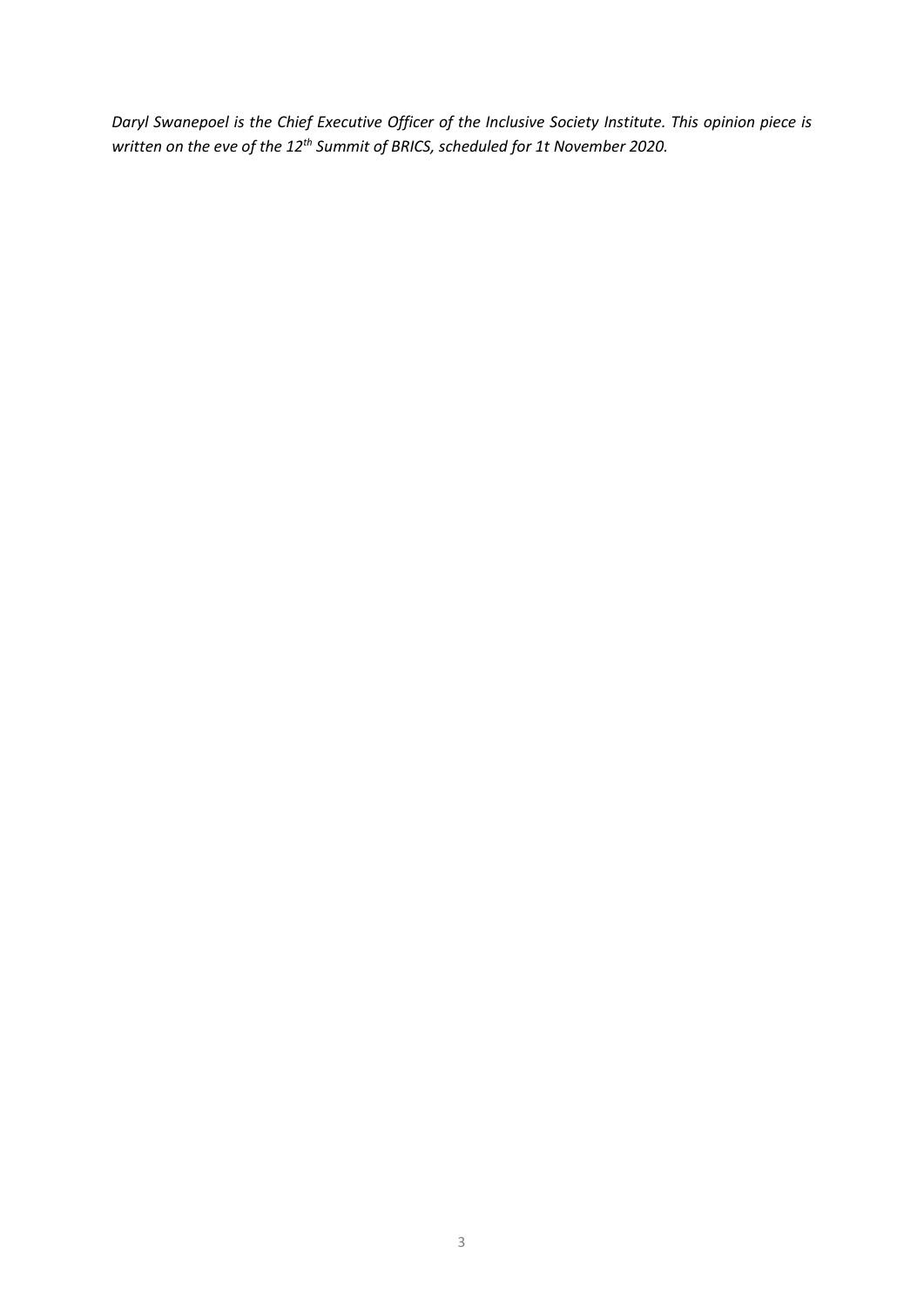*Daryl Swanepoel is the Chief Executive Officer of the Inclusive Society Institute. This opinion piece is written on the eve of the 12th Summit of BRICS, scheduled for 1t November 2020.*